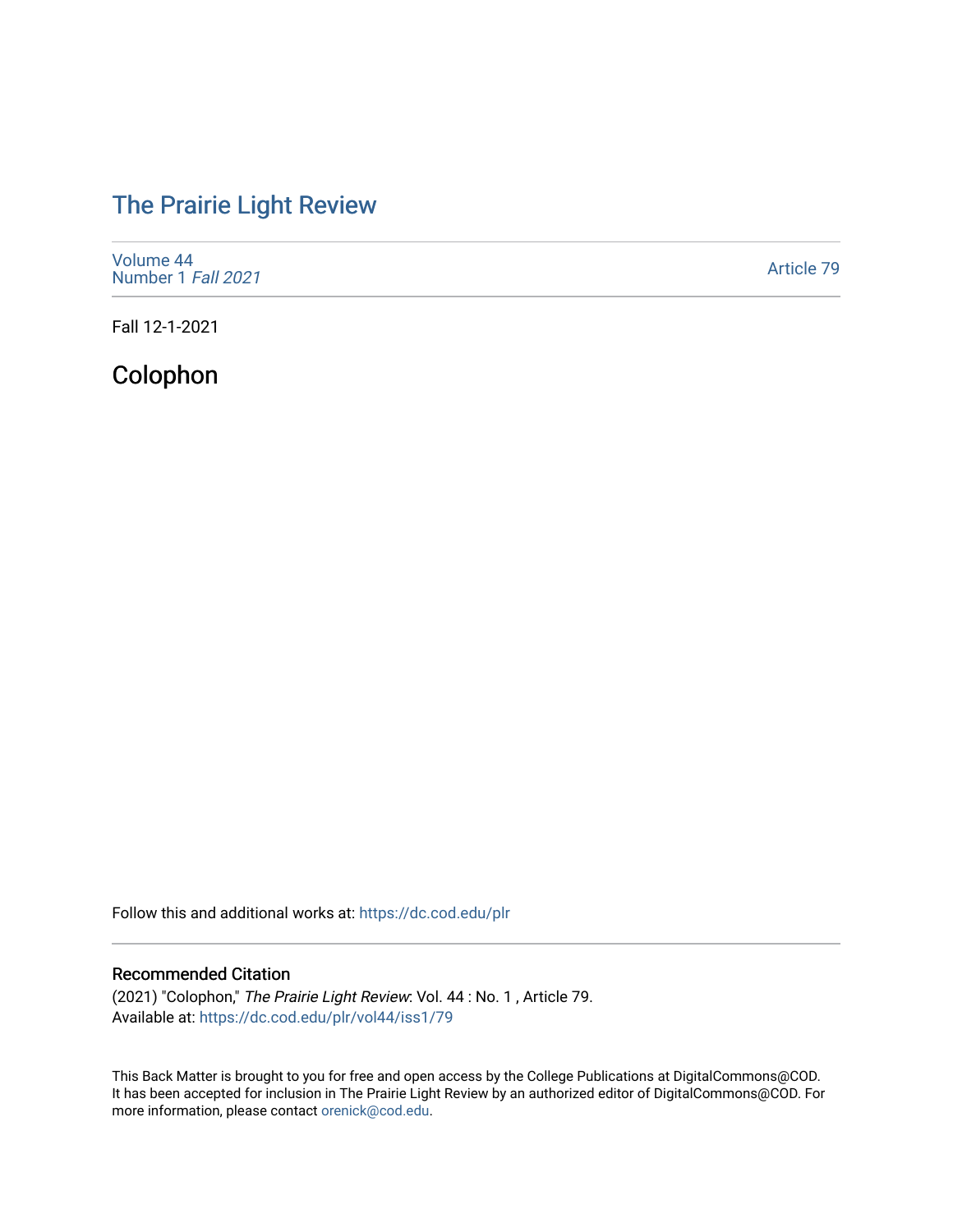# The Prairie Light Review

Volume 44
Number 1 *Fall 2021*

Article 79

Fall 12-1-2021

## Colophon

Follow this and additional works at: https://dc.cod.edu/plr

### Recommended Citation

(2021) "Colophon," *The Prairie Light Review*: Vol. 44 : No. 1 , Article 79.
Available at: https://dc.cod.edu/plr/vol44/iss1/79

This Back Matter is brought to you for free and open access by the College Publications at DigitalCommons@COD. It has been accepted for inclusion in The Prairie Light Review by an authorized editor of DigitalCommons@COD. For more information, please contact orenick@cod.edu.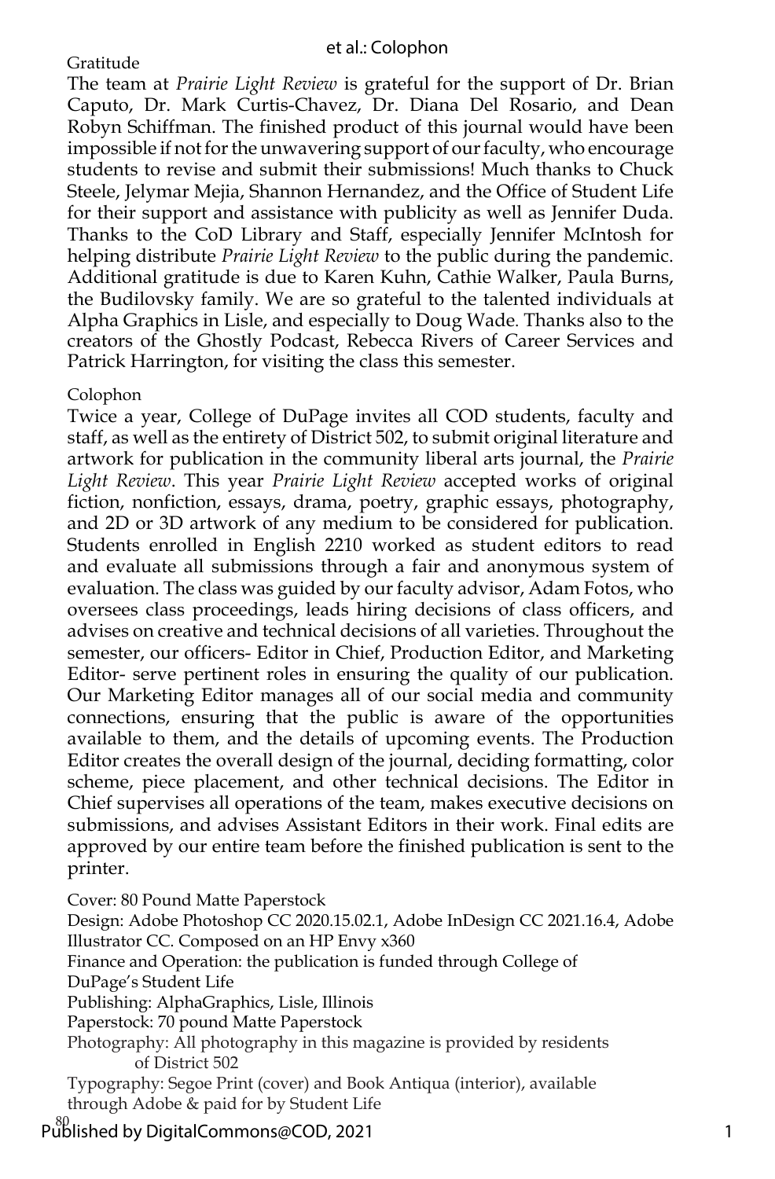## Gratitude

The team at *Prairie Light Review* is grateful for the support of Dr. Brian Caputo, Dr. Mark Curtis-Chavez, Dr. Diana Del Rosario, and Dean Robyn Schiffman. The finished product of this journal would have been impossible if not for the unwavering support of our faculty, who encourage students to revise and submit their submissions! Much thanks to Chuck Steele, Jelymar Mejia, Shannon Hernandez, and the Office of Student Life for their support and assistance with publicity as well as Jennifer Duda. Thanks to the CoD Library and Staff, especially Jennifer McIntosh for helping distribute *Prairie Light Review* to the public during the pandemic. Additional gratitude is due to Karen Kuhn, Cathie Walker, Paula Burns, the Budilovsky family. We are so grateful to the talented individuals at Alpha Graphics in Lisle, and especially to Doug Wade. Thanks also to the creators of the Ghostly Podcast, Rebecca Rivers of Career Services and Patrick Harrington, for visiting the class this semester.

## Colophon

Twice a year, College of DuPage invites all COD students, faculty and staff, as well as the entirety of District 502, to submit original literature and artwork for publication in the community liberal arts journal, the *Prairie Light Review*. This year *Prairie Light Review* accepted works of original fiction, nonfiction, essays, drama, poetry, graphic essays, photography, and 2D or 3D artwork of any medium to be considered for publication. Students enrolled in English 2210 worked as student editors to read and evaluate all submissions through a fair and anonymous system of evaluation. The class was guided by our faculty advisor, Adam Fotos, who oversees class proceedings, leads hiring decisions of class officers, and advises on creative and technical decisions of all varieties. Throughout the semester, our officers- Editor in Chief, Production Editor, and Marketing Editor- serve pertinent roles in ensuring the quality of our publication. Our Marketing Editor manages all of our social media and community connections, ensuring that the public is aware of the opportunities available to them, and the details of upcoming events. The Production Editor creates the overall design of the journal, deciding formatting, color scheme, piece placement, and other technical decisions. The Editor in Chief supervises all operations of the team, makes executive decisions on submissions, and advises Assistant Editors in their work. Final edits are approved by our entire team before the finished publication is sent to the printer.

Cover: 80 Pound Matte Paperstock

Design: Adobe Photoshop CC 2020.15.02.1, Adobe InDesign CC 2021.16.4, Adobe Illustrator CC. Composed on an HP Envy x360

Finance and Operation: the publication is funded through College of DuPage's Student Life

Publishing: AlphaGraphics, Lisle, Illinois

Paperstock: 70 pound Matte Paperstock

Photography: All photography in this magazine is provided by residents of District 502

Typography: Segoe Print (cover) and Book Antiqua (interior), available through Adobe & paid for by Student Life